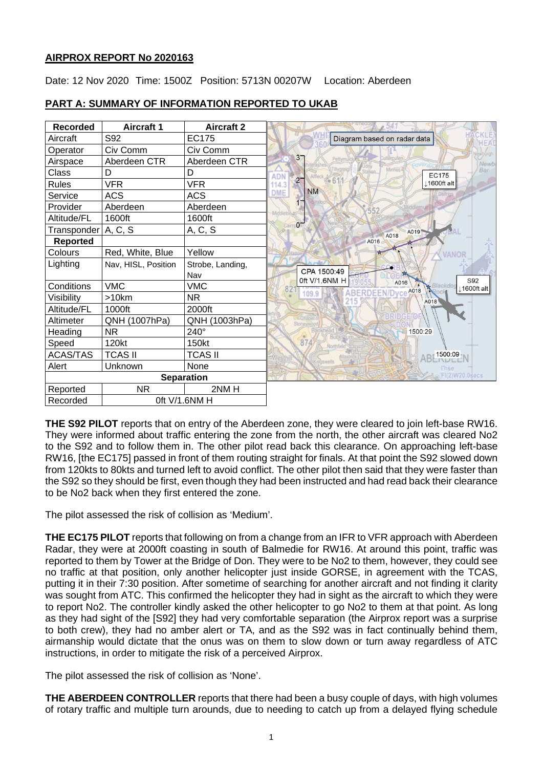## AIRPROX REPORT No 2020163

Date: 12 Nov 2020 Time: 1500Z Position: 5713N 00207W Location: Aberdeen

### PART A: SUMMARY OF INFORMATION REPORTED TO UKAB

| Recorded | Aircraft 1 | Aircraft 2 |
|---|---|---|
| Aircraft | S92 | EC175 |
| Operator | Civ Comm | Civ Comm |
| Airspace | Aberdeen CTR | Aberdeen CTR |
| Class | D | D |
| Rules | VFR | VFR |
| Service | ACS | ACS |
| Provider | Aberdeen | Aberdeen |
| Altitude/FL | 1600ft | 1600ft |
| Transponder | A, C, S | A, C, S |
| **Reported** | | |
| Colours | Red, White, Blue | Yellow |
| Lighting | Nav, HISL, Position | Strobe, Landing, Nav |
| Conditions | VMC | VMC |
| Visibility | >10km | NR |
| Altitude/FL | 1000ft | 2000ft |
| Altimeter | QNH (1007hPa) | QNH (1003hPa) |
| Heading | NR | 240° |
| Speed | 120kt | 150kt |
| ACAS/TAS | TCAS II | TCAS II |
| Alert | Unknown | None |
| **Separation** | | |
| Reported | NR | 2NM H |
| Recorded | 0ft V/1.6NM H | |

Diagram based on radar data

**THE S92 PILOT** reports that on entry of the Aberdeen zone, they were cleared to join left-base RW16. They were informed about traffic entering the zone from the north, the other aircraft was cleared No2 to the S92 and to follow them in. The other pilot read back this clearance. On approaching left-base RW16, [the EC175] passed in front of them routing straight for finals. At that point the S92 slowed down from 120kts to 80kts and turned left to avoid conflict. The other pilot then said that they were faster than the S92 so they should be first, even though they had been instructed and had read back their clearance to be No2 back when they first entered the zone.

The pilot assessed the risk of collision as 'Medium'.

**THE EC175 PILOT** reports that following on from a change from an IFR to VFR approach with Aberdeen Radar, they were at 2000ft coasting in south of Balmedie for RW16. At around this point, traffic was reported to them by Tower at the Bridge of Don. They were to be No2 to them, however, they could see no traffic at that position, only another helicopter just inside GORSE, in agreement with the TCAS, putting it in their 7:30 position. After sometime of searching for another aircraft and not finding it clarity was sought from ATC. This confirmed the helicopter they had in sight as the aircraft to which they were to report No2. The controller kindly asked the other helicopter to go No2 to them at that point. As long as they had sight of the [S92] they had very comfortable separation (the Airprox report was a surprise to both crew), they had no amber alert or TA, and as the S92 was in fact continually behind them, airmanship would dictate that the onus was on them to slow down or turn away regardless of ATC instructions, in order to mitigate the risk of a perceived Airprox.

The pilot assessed the risk of collision as 'None'.

**THE ABERDEEN CONTROLLER** reports that there had been a busy couple of days, with high volumes of rotary traffic and multiple turn arounds, due to needing to catch up from a delayed flying schedule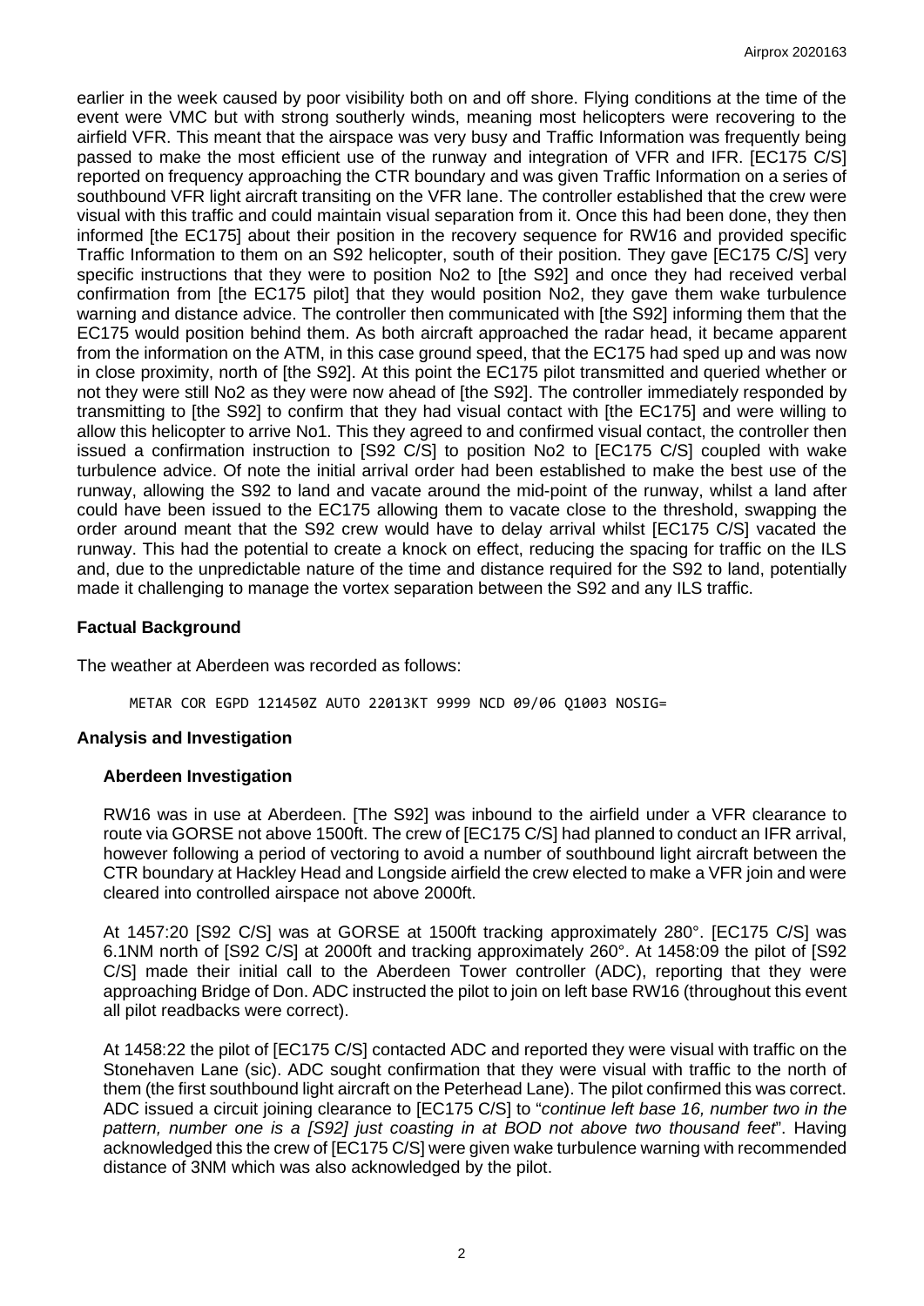earlier in the week caused by poor visibility both on and off shore. Flying conditions at the time of the event were VMC but with strong southerly winds, meaning most helicopters were recovering to the airfield VFR. This meant that the airspace was very busy and Traffic Information was frequently being passed to make the most efficient use of the runway and integration of VFR and IFR. [EC175 C/S] reported on frequency approaching the CTR boundary and was given Traffic Information on a series of southbound VFR light aircraft transiting on the VFR lane. The controller established that the crew were visual with this traffic and could maintain visual separation from it. Once this had been done, they then informed [the EC175] about their position in the recovery sequence for RW16 and provided specific Traffic Information to them on an S92 helicopter, south of their position. They gave [EC175 C/S] very specific instructions that they were to position No2 to [the S92] and once they had received verbal confirmation from [the EC175 pilot] that they would position No2, they gave them wake turbulence warning and distance advice. The controller then communicated with [the S92] informing them that the EC175 would position behind them. As both aircraft approached the radar head, it became apparent from the information on the ATM, in this case ground speed, that the EC175 had sped up and was now in close proximity, north of [the S92]. At this point the EC175 pilot transmitted and queried whether or not they were still No2 as they were now ahead of [the S92]. The controller immediately responded by transmitting to [the S92] to confirm that they had visual contact with [the EC175] and were willing to allow this helicopter to arrive No1. This they agreed to and confirmed visual contact, the controller then issued a confirmation instruction to [S92 C/S] to position No2 to [EC175 C/S] coupled with wake turbulence advice. Of note the initial arrival order had been established to make the best use of the runway, allowing the S92 to land and vacate around the mid-point of the runway, whilst a land after could have been issued to the EC175 allowing them to vacate close to the threshold, swapping the order around meant that the S92 crew would have to delay arrival whilst [EC175 C/S] vacated the runway. This had the potential to create a knock on effect, reducing the spacing for traffic on the ILS and, due to the unpredictable nature of the time and distance required for the S92 to land, potentially made it challenging to manage the vortex separation between the S92 and any ILS traffic.

## Factual Background

The weather at Aberdeen was recorded as follows:

```
METAR COR EGPD 121450Z AUTO 22013KT 9999 NCD 09/06 Q1003 NOSIG=
```

## Analysis and Investigation

### Aberdeen Investigation

RW16 was in use at Aberdeen. [The S92] was inbound to the airfield under a VFR clearance to route via GORSE not above 1500ft. The crew of [EC175 C/S] had planned to conduct an IFR arrival, however following a period of vectoring to avoid a number of southbound light aircraft between the CTR boundary at Hackley Head and Longside airfield the crew elected to make a VFR join and were cleared into controlled airspace not above 2000ft.

At 1457:20 [S92 C/S] was at GORSE at 1500ft tracking approximately 280°. [EC175 C/S] was 6.1NM north of [S92 C/S] at 2000ft and tracking approximately 260°. At 1458:09 the pilot of [S92 C/S] made their initial call to the Aberdeen Tower controller (ADC), reporting that they were approaching Bridge of Don. ADC instructed the pilot to join on left base RW16 (throughout this event all pilot readbacks were correct).

At 1458:22 the pilot of [EC175 C/S] contacted ADC and reported they were visual with traffic on the Stonehaven Lane (sic). ADC sought confirmation that they were visual with traffic to the north of them (the first southbound light aircraft on the Peterhead Lane). The pilot confirmed this was correct. ADC issued a circuit joining clearance to [EC175 C/S] to "*continue left base 16, number two in the pattern, number one is a [S92] just coasting in at BOD not above two thousand feet*". Having acknowledged this the crew of [EC175 C/S] were given wake turbulence warning with recommended distance of 3NM which was also acknowledged by the pilot.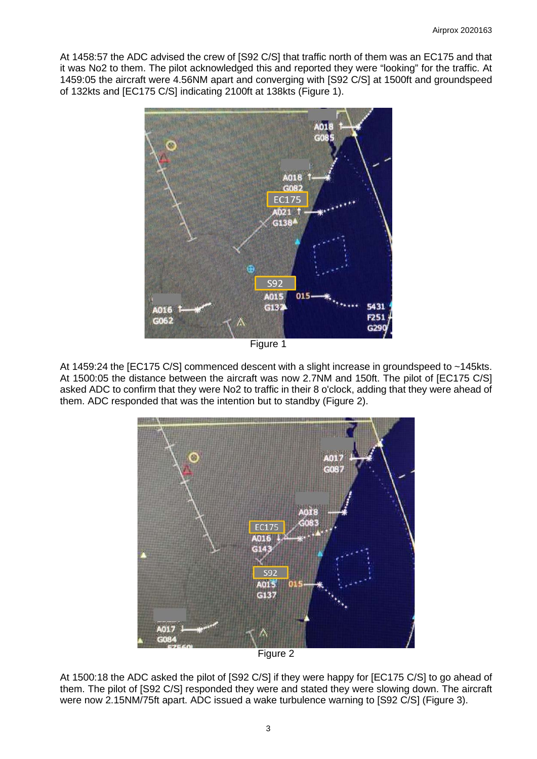At 1458:57 the ADC advised the crew of [S92 C/S] that traffic north of them was an EC175 and that it was No2 to them. The pilot acknowledged this and reported they were "looking" for the traffic. At 1459:05 the aircraft were 4.56NM apart and converging with [S92 C/S] at 1500ft and groundspeed of 132kts and [EC175 C/S] indicating 2100ft at 138kts (Figure 1).

Figure 1

At 1459:24 the [EC175 C/S] commenced descent with a slight increase in groundspeed to ~145kts. At 1500:05 the distance between the aircraft was now 2.7NM and 150ft. The pilot of [EC175 C/S] asked ADC to confirm that they were No2 to traffic in their 8 o'clock, adding that they were ahead of them. ADC responded that was the intention but to standby (Figure 2).

Figure 2

At 1500:18 the ADC asked the pilot of [S92 C/S] if they were happy for [EC175 C/S] to go ahead of them. The pilot of [S92 C/S] responded they were and stated they were slowing down. The aircraft were now 2.15NM/75ft apart. ADC issued a wake turbulence warning to [S92 C/S] (Figure 3).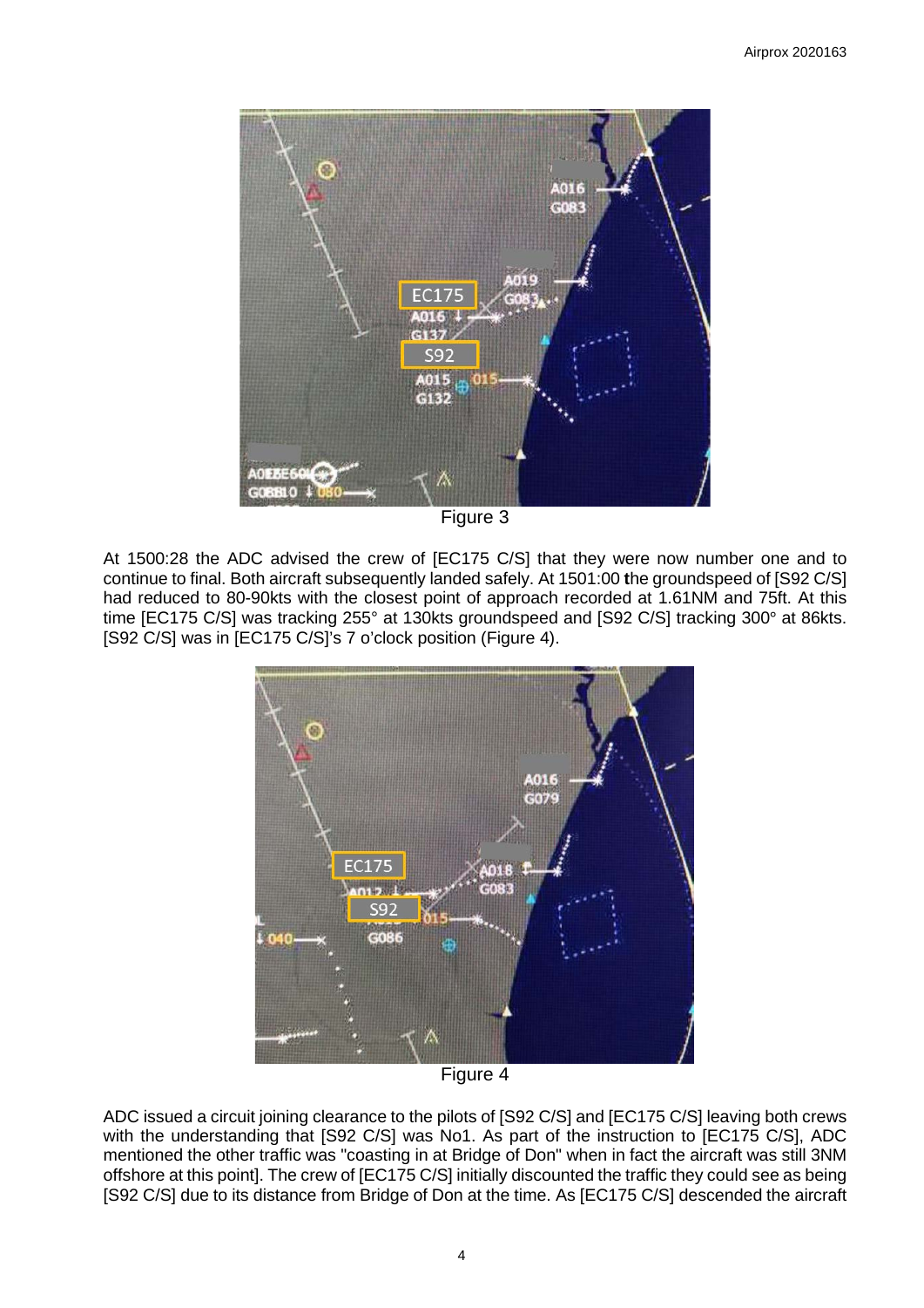Figure 3

At 1500:28 the ADC advised the crew of [EC175 C/S] that they were now number one and to continue to final. Both aircraft subsequently landed safely. At 1501:00 the groundspeed of [S92 C/S] had reduced to 80-90kts with the closest point of approach recorded at 1.61NM and 75ft. At this time [EC175 C/S] was tracking 255° at 130kts groundspeed and [S92 C/S] tracking 300° at 86kts. [S92 C/S] was in [EC175 C/S]'s 7 o'clock position (Figure 4).

Figure 4

ADC issued a circuit joining clearance to the pilots of [S92 C/S] and [EC175 C/S] leaving both crews with the understanding that [S92 C/S] was No1. As part of the instruction to [EC175 C/S], ADC mentioned the other traffic was "coasting in at Bridge of Don" when in fact the aircraft was still 3NM offshore at this point]. The crew of [EC175 C/S] initially discounted the traffic they could see as being [S92 C/S] due to its distance from Bridge of Don at the time. As [EC175 C/S] descended the aircraft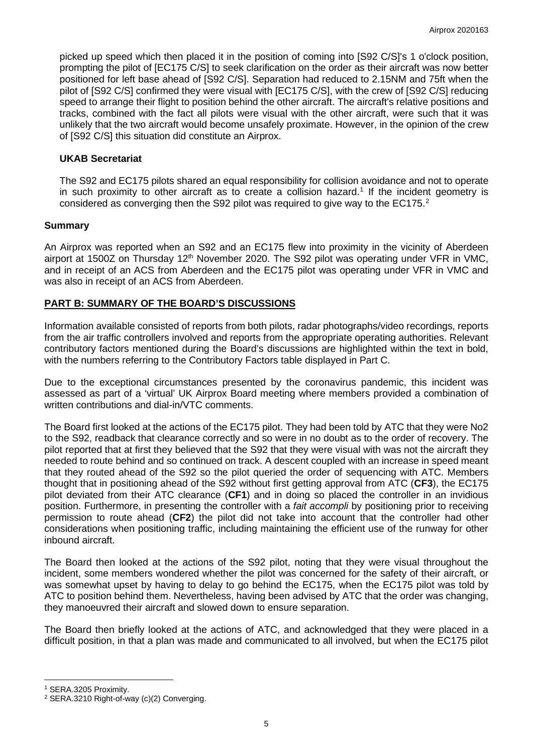picked up speed which then placed it in the position of coming into [S92 C/S]'s 1 o'clock position, prompting the pilot of [EC175 C/S] to seek clarification on the order as their aircraft was now better positioned for left base ahead of [S92 C/S]. Separation had reduced to 2.15NM and 75ft when the pilot of [S92 C/S] confirmed they were visual with [EC175 C/S], with the crew of [S92 C/S] reducing speed to arrange their flight to position behind the other aircraft. The aircraft's relative positions and tracks, combined with the fact all pilots were visual with the other aircraft, were such that it was unlikely that the two aircraft would become unsafely proximate. However, in the opinion of the crew of [S92 C/S] this situation did constitute an Airprox.

### UKAB Secretariat

The S92 and EC175 pilots shared an equal responsibility for collision avoidance and not to operate in such proximity to other aircraft as to create a collision hazard.[1] If the incident geometry is considered as converging then the S92 pilot was required to give way to the EC175.[2]

## Summary

An Airprox was reported when an S92 and an EC175 flew into proximity in the vicinity of Aberdeen airport at 1500Z on Thursday 12th November 2020. The S92 pilot was operating under VFR in VMC, and in receipt of an ACS from Aberdeen and the EC175 pilot was operating under VFR in VMC and was also in receipt of an ACS from Aberdeen.

## PART B: SUMMARY OF THE BOARD'S DISCUSSIONS

Information available consisted of reports from both pilots, radar photographs/video recordings, reports from the air traffic controllers involved and reports from the appropriate operating authorities. Relevant contributory factors mentioned during the Board's discussions are highlighted within the text in bold, with the numbers referring to the Contributory Factors table displayed in Part C.

Due to the exceptional circumstances presented by the coronavirus pandemic, this incident was assessed as part of a 'virtual' UK Airprox Board meeting where members provided a combination of written contributions and dial-in/VTC comments.

The Board first looked at the actions of the EC175 pilot. They had been told by ATC that they were No2 to the S92, readback that clearance correctly and so were in no doubt as to the order of recovery. The pilot reported that at first they believed that the S92 that they were visual with was not the aircraft they needed to route behind and so continued on track. A descent coupled with an increase in speed meant that they routed ahead of the S92 so the pilot queried the order of sequencing with ATC. Members thought that in positioning ahead of the S92 without first getting approval from ATC (**CF3**), the EC175 pilot deviated from their ATC clearance (**CF1**) and in doing so placed the controller in an invidious position. Furthermore, in presenting the controller with a *fait accompli* by positioning prior to receiving permission to route ahead (**CF2**) the pilot did not take into account that the controller had other considerations when positioning traffic, including maintaining the efficient use of the runway for other inbound aircraft.

The Board then looked at the actions of the S92 pilot, noting that they were visual throughout the incident, some members wondered whether the pilot was concerned for the safety of their aircraft, or was somewhat upset by having to delay to go behind the EC175, when the EC175 pilot was told by ATC to position behind them. Nevertheless, having been advised by ATC that the order was changing, they manoeuvred their aircraft and slowed down to ensure separation.

The Board then briefly looked at the actions of ATC, and acknowledged that they were placed in a difficult position, in that a plan was made and communicated to all involved, but when the EC175 pilot

[1] SERA.3205 Proximity.

[2] SERA.3210 Right-of-way (c)(2) Converging.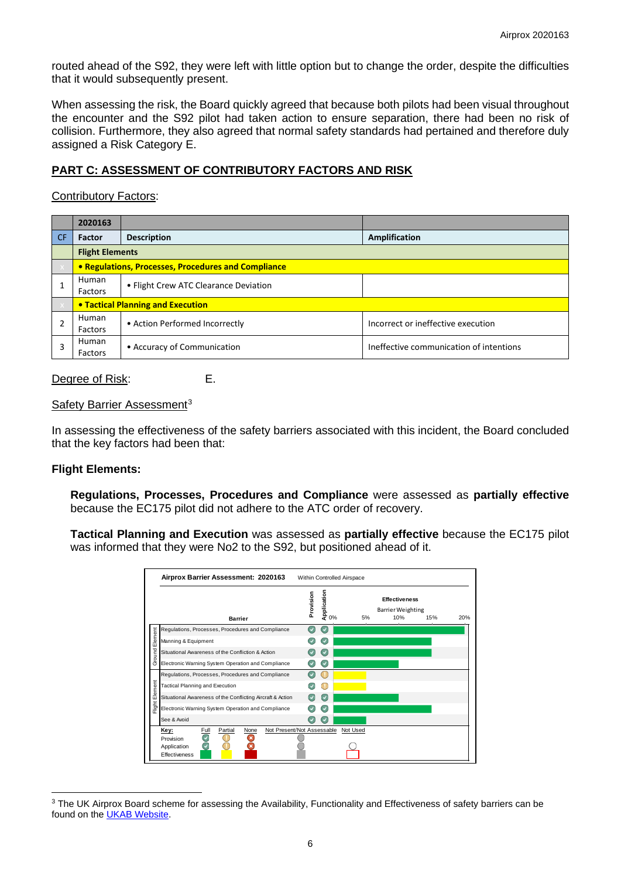routed ahead of the S92, they were left with little option but to change the order, despite the difficulties that it would subsequently present.

When assessing the risk, the Board quickly agreed that because both pilots had been visual throughout the encounter and the S92 pilot had taken action to ensure separation, there had been no risk of collision. Furthermore, they also agreed that normal safety standards had pertained and therefore duly assigned a Risk Category E.

## PART C: ASSESSMENT OF CONTRIBUTORY FACTORS AND RISK

Contributory Factors:

| | 2020163 | | |
|---|---|---|---|
| CF | Factor | Description | Amplification |
| | **Flight Elements** | | |
| | **• Regulations, Processes, Procedures and Compliance** | | |
| 1 | Human Factors | • Flight Crew ATC Clearance Deviation | |
| | **• Tactical Planning and Execution** | | |
| 2 | Human Factors | • Action Performed Incorrectly | Incorrect or ineffective execution |
| 3 | Human Factors | • Accuracy of Communication | Ineffective communication of intentions |

Degree of Risk: E.

Safety Barrier Assessment[3]

In assessing the effectiveness of the safety barriers associated with this incident, the Board concluded that the key factors had been that:

**Flight Elements:**

**Regulations, Processes, Procedures and Compliance** were assessed as **partially effective** because the EC175 pilot did not adhere to the ATC order of recovery.

**Tactical Planning and Execution** was assessed as **partially effective** because the EC175 pilot was informed that they were No2 to the S92, but positioned ahead of it.

Airprox Barrier Assessment: 2020163
Within Controlled Airspace

Barrier
Provision
Application
Effectiveness
Barrier Weighting
0% 5% 10% 15% 20%

Ground Element
Regulations, Processes, Procedures and Compliance
Manning & Equipment
Situational Awareness of the Confliction & Action
Electronic Warning System Operation and Compliance

Flight Element
Regulations, Processes, Procedures and Compliance
Tactical Planning and Execution
Situational Awareness of the Conflicting Aircraft & Action
Electronic Warning System Operation and Compliance
See & Avoid

Key: Full Partial None Not Present/Not Assessable Not Used
Provision
Application
Effectiveness

[3] The UK Airprox Board scheme for assessing the Availability, Functionality and Effectiveness of safety barriers can be found on the UKAB Website.